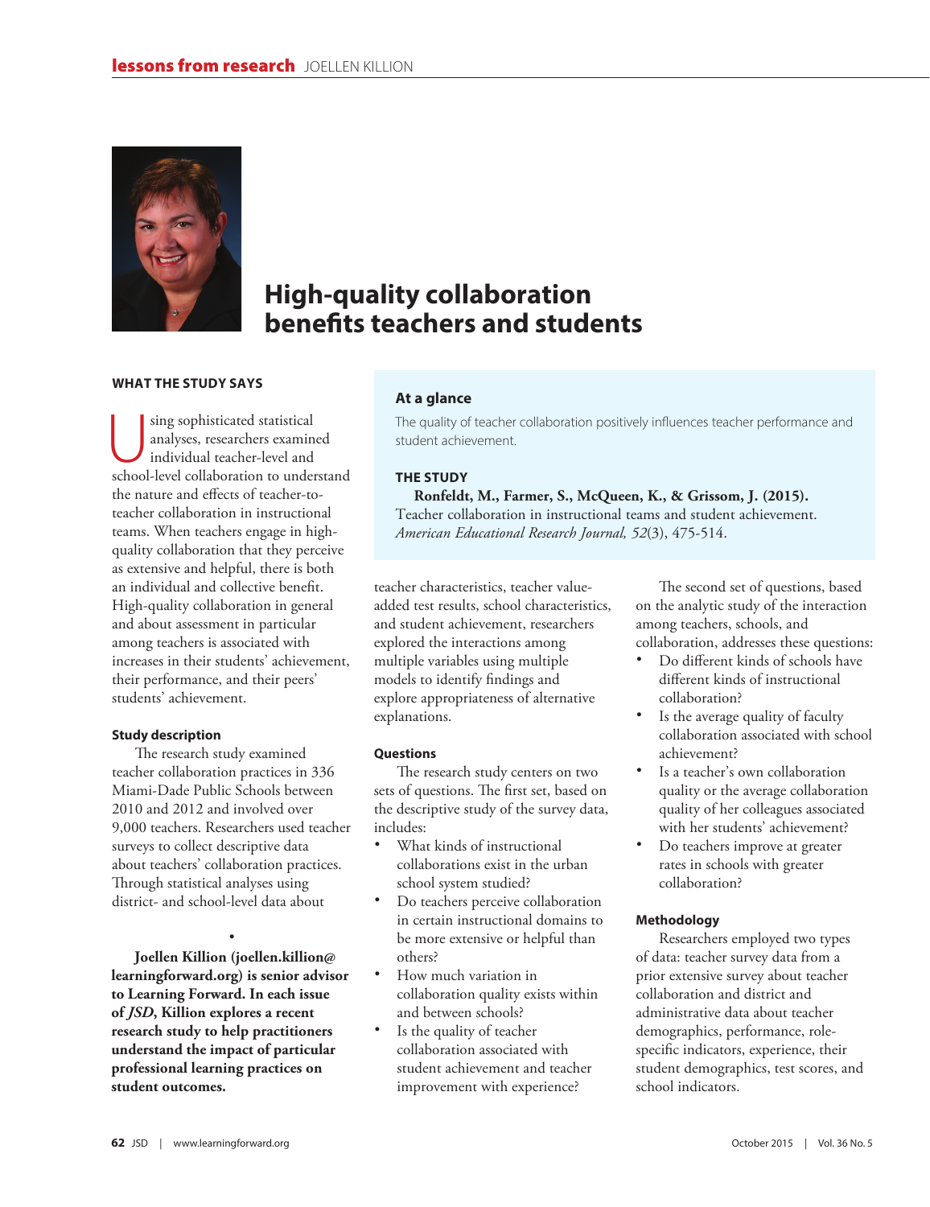# High-quality collaboration benefits teachers and students

## WHAT THE STUDY SAYS

Using sophisticated statistical analyses, researchers examined individual teacher-level and school-level collaboration to understand the nature and effects of teacher-to-teacher collaboration in instructional teams. When teachers engage in high-quality collaboration that they perceive as extensive and helpful, there is both an individual and collective benefit. High-quality collaboration in general and about assessment in particular among teachers is associated with increases in their students' achievement, their performance, and their peers' students' achievement.

### At a glance

The quality of teacher collaboration positively influences teacher performance and student achievement.

### THE STUDY

**Ronfeldt, M., Farmer, S., McQueen, K., & Grissom, J. (2015).** Teacher collaboration in instructional teams and student achievement. *American Educational Research Journal, 52*(3), 475-514.

### Study description

The research study examined teacher collaboration practices in 336 Miami-Dade Public Schools between 2010 and 2012 and involved over 9,000 teachers. Researchers used teacher surveys to collect descriptive data about teachers' collaboration practices. Through statistical analyses using district- and school-level data about teacher characteristics, teacher value-added test results, school characteristics, and student achievement, researchers explored the interactions among multiple variables using multiple models to identify findings and explore appropriateness of alternative explanations.

### Questions

The research study centers on two sets of questions. The first set, based on the descriptive study of the survey data, includes:

- What kinds of instructional collaborations exist in the urban school system studied?
- Do teachers perceive collaboration in certain instructional domains to be more extensive or helpful than others?
- How much variation in collaboration quality exists within and between schools?
- Is the quality of teacher collaboration associated with student achievement and teacher improvement with experience?

The second set of questions, based on the analytic study of the interaction among teachers, schools, and collaboration, addresses these questions:

- Do different kinds of schools have different kinds of instructional collaboration?
- Is the average quality of faculty collaboration associated with school achievement?
- Is a teacher's own collaboration quality or the average collaboration quality of her colleagues associated with her students' achievement?
- Do teachers improve at greater rates in schools with greater collaboration?

### Methodology

Researchers employed two types of data: teacher survey data from a prior extensive survey about teacher collaboration and district and administrative data about teacher demographics, performance, role-specific indicators, experience, their student demographics, test scores, and school indicators.

•

**Joellen Killion (joellen.killion@learningforward.org) is senior advisor to Learning Forward. In each issue of *JSD*, Killion explores a recent research study to help practitioners understand the impact of particular professional learning practices on student outcomes.**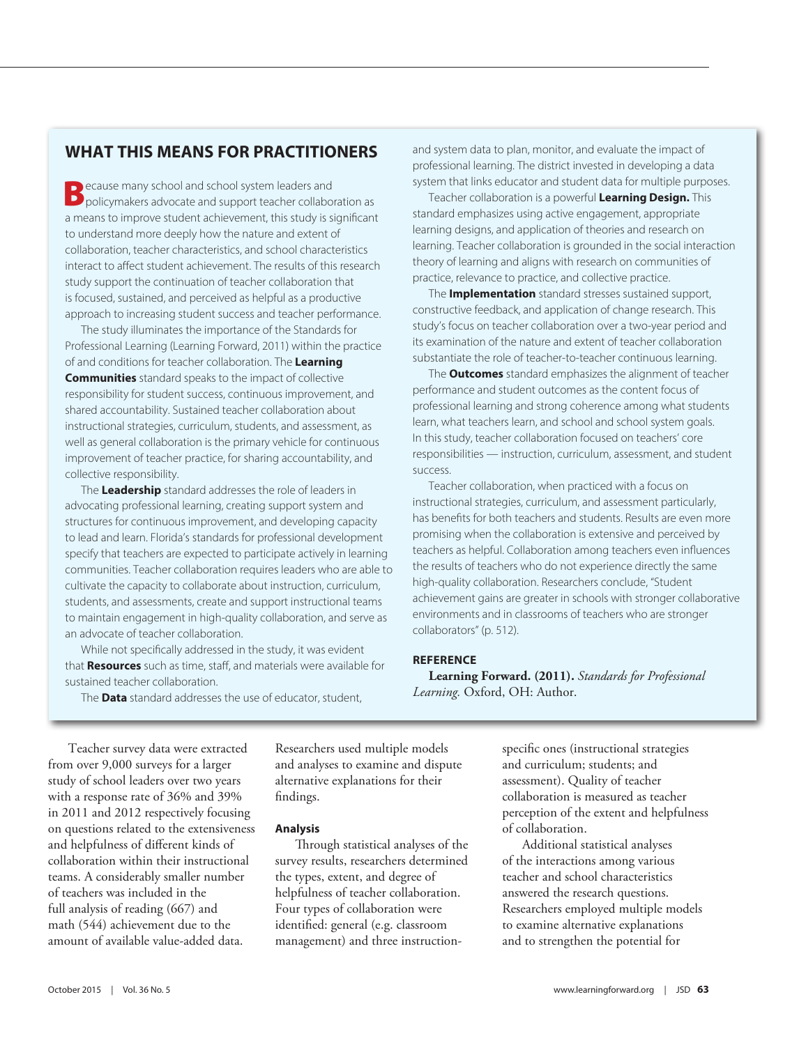## WHAT THIS MEANS FOR PRACTITIONERS

Because many school and school system leaders and policymakers advocate and support teacher collaboration as a means to improve student achievement, this study is significant to understand more deeply how the nature and extent of collaboration, teacher characteristics, and school characteristics interact to affect student achievement. The results of this research study support the continuation of teacher collaboration that is focused, sustained, and perceived as helpful as a productive approach to increasing student success and teacher performance.

The study illuminates the importance of the Standards for Professional Learning (Learning Forward, 2011) within the practice of and conditions for teacher collaboration. The **Learning Communities** standard speaks to the impact of collective responsibility for student success, continuous improvement, and shared accountability. Sustained teacher collaboration about instructional strategies, curriculum, students, and assessment, as well as general collaboration is the primary vehicle for continuous improvement of teacher practice, for sharing accountability, and collective responsibility.

The **Leadership** standard addresses the role of leaders in advocating professional learning, creating support system and structures for continuous improvement, and developing capacity to lead and learn. Florida's standards for professional development specify that teachers are expected to participate actively in learning communities. Teacher collaboration requires leaders who are able to cultivate the capacity to collaborate about instruction, curriculum, students, and assessments, create and support instructional teams to maintain engagement in high-quality collaboration, and serve as an advocate of teacher collaboration.

While not specifically addressed in the study, it was evident that **Resources** such as time, staff, and materials were available for sustained teacher collaboration.

The **Data** standard addresses the use of educator, student, and system data to plan, monitor, and evaluate the impact of professional learning. The district invested in developing a data system that links educator and student data for multiple purposes.

Teacher collaboration is a powerful **Learning Design.** This standard emphasizes using active engagement, appropriate learning designs, and application of theories and research on learning. Teacher collaboration is grounded in the social interaction theory of learning and aligns with research on communities of practice, relevance to practice, and collective practice.

The **Implementation** standard stresses sustained support, constructive feedback, and application of change research. This study's focus on teacher collaboration over a two-year period and its examination of the nature and extent of teacher collaboration substantiate the role of teacher-to-teacher continuous learning.

The **Outcomes** standard emphasizes the alignment of teacher performance and student outcomes as the content focus of professional learning and strong coherence among what students learn, what teachers learn, and school and school system goals. In this study, teacher collaboration focused on teachers' core responsibilities — instruction, curriculum, assessment, and student success.

Teacher collaboration, when practiced with a focus on instructional strategies, curriculum, and assessment particularly, has benefits for both teachers and students. Results are even more promising when the collaboration is extensive and perceived by teachers as helpful. Collaboration among teachers even influences the results of teachers who do not experience directly the same high-quality collaboration. Researchers conclude, "Student achievement gains are greater in schools with stronger collaborative environments and in classrooms of teachers who are stronger collaborators" (p. 512).

### REFERENCE

**Learning Forward. (2011).** *Standards for Professional Learning.* Oxford, OH: Author.

---

Teacher survey data were extracted from over 9,000 surveys for a larger study of school leaders over two years with a response rate of 36% and 39% in 2011 and 2012 respectively focusing on questions related to the extensiveness and helpfulness of different kinds of collaboration within their instructional teams. A considerably smaller number of teachers was included in the full analysis of reading (667) and math (544) achievement due to the amount of available value-added data. Researchers used multiple models and analyses to examine and dispute alternative explanations for their findings.

### Analysis

Through statistical analyses of the survey results, researchers determined the types, extent, and degree of helpfulness of teacher collaboration. Four types of collaboration were identified: general (e.g. classroom management) and three instruction-specific ones (instructional strategies and curriculum; students; and assessment). Quality of teacher collaboration is measured as teacher perception of the extent and helpfulness of collaboration.

Additional statistical analyses of the interactions among various teacher and school characteristics answered the research questions. Researchers employed multiple models to examine alternative explanations and to strengthen the potential for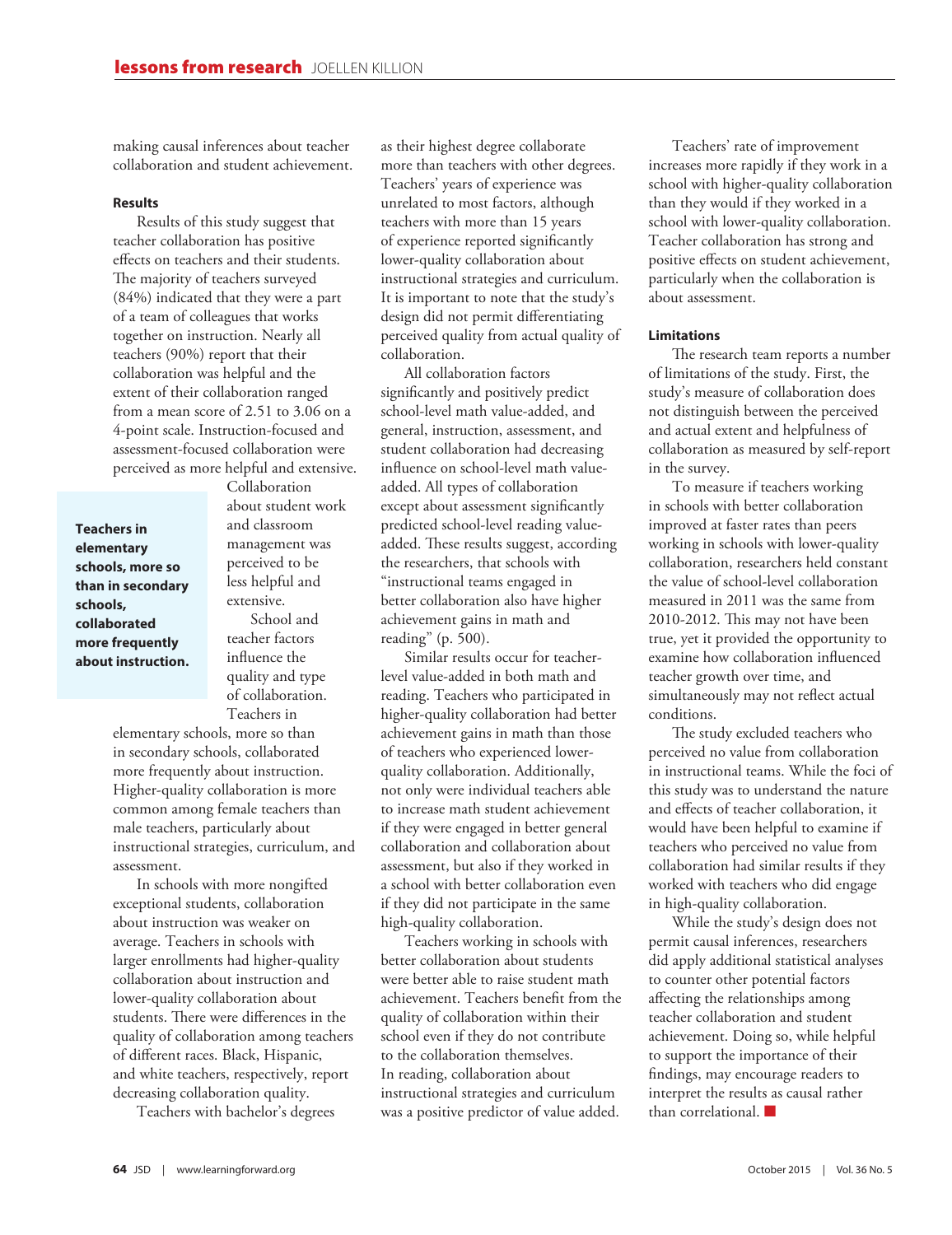making causal inferences about teacher collaboration and student achievement.

#### Results

Results of this study suggest that teacher collaboration has positive effects on teachers and their students. The majority of teachers surveyed (84%) indicated that they were a part of a team of colleagues that works together on instruction. Nearly all teachers (90%) report that their collaboration was helpful and the extent of their collaboration ranged from a mean score of 2.51 to 3.06 on a 4-point scale. Instruction-focused and assessment-focused collaboration were perceived as more helpful and extensive. Collaboration about student work and classroom management was perceived to be less helpful and extensive.

**Teachers in elementary schools, more so than in secondary schools, collaborated more frequently about instruction.**

School and teacher factors influence the quality and type of collaboration. Teachers in elementary schools, more so than in secondary schools, collaborated more frequently about instruction. Higher-quality collaboration is more common among female teachers than male teachers, particularly about instructional strategies, curriculum, and assessment.

In schools with more nongifted exceptional students, collaboration about instruction was weaker on average. Teachers in schools with larger enrollments had higher-quality collaboration about instruction and lower-quality collaboration about students. There were differences in the quality of collaboration among teachers of different races. Black, Hispanic, and white teachers, respectively, report decreasing collaboration quality.

Teachers with bachelor's degrees as their highest degree collaborate more than teachers with other degrees. Teachers' years of experience was unrelated to most factors, although teachers with more than 15 years of experience reported significantly lower-quality collaboration about instructional strategies and curriculum. It is important to note that the study's design did not permit differentiating perceived quality from actual quality of collaboration.

All collaboration factors significantly and positively predict school-level math value-added, and general, instruction, assessment, and student collaboration had decreasing influence on school-level math value-added. All types of collaboration except about assessment significantly predicted school-level reading value-added. These results suggest, according the researchers, that schools with "instructional teams engaged in better collaboration also have higher achievement gains in math and reading" (p. 500).

Similar results occur for teacher-level value-added in both math and reading. Teachers who participated in higher-quality collaboration had better achievement gains in math than those of teachers who experienced lower-quality collaboration. Additionally, not only were individual teachers able to increase math student achievement if they were engaged in better general collaboration and collaboration about assessment, but also if they worked in a school with better collaboration even if they did not participate in the same high-quality collaboration.

Teachers working in schools with better collaboration about students were better able to raise student math achievement. Teachers benefit from the quality of collaboration within their school even if they do not contribute to the collaboration themselves. In reading, collaboration about instructional strategies and curriculum was a positive predictor of value added.

Teachers' rate of improvement increases more rapidly if they work in a school with higher-quality collaboration than they would if they worked in a school with lower-quality collaboration. Teacher collaboration has strong and positive effects on student achievement, particularly when the collaboration is about assessment.

#### Limitations

The research team reports a number of limitations of the study. First, the study's measure of collaboration does not distinguish between the perceived and actual extent and helpfulness of collaboration as measured by self-report in the survey.

To measure if teachers working in schools with better collaboration improved at faster rates than peers working in schools with lower-quality collaboration, researchers held constant the value of school-level collaboration measured in 2011 was the same from 2010-2012. This may not have been true, yet it provided the opportunity to examine how collaboration influenced teacher growth over time, and simultaneously may not reflect actual conditions.

The study excluded teachers who perceived no value from collaboration in instructional teams. While the foci of this study was to understand the nature and effects of teacher collaboration, it would have been helpful to examine if teachers who perceived no value from collaboration had similar results if they worked with teachers who did engage in high-quality collaboration.

While the study's design does not permit causal inferences, researchers did apply additional statistical analyses to counter other potential factors affecting the relationships among teacher collaboration and student achievement. Doing so, while helpful to support the importance of their findings, may encourage readers to interpret the results as causal rather than correlational. ■